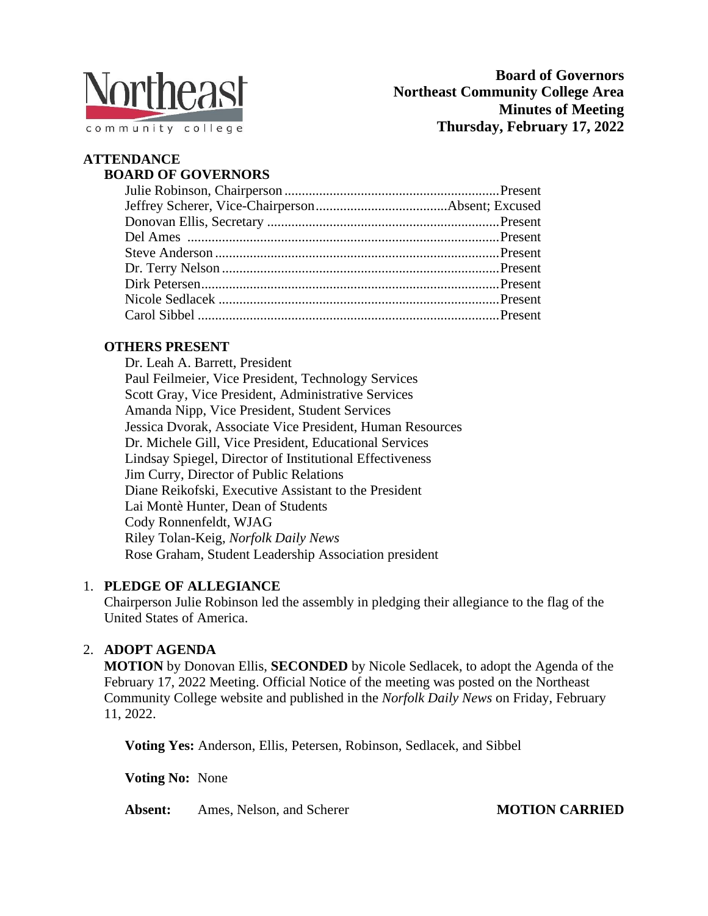Northeast community college

**Board of Governors**
**Northeast Community College Area**
**Minutes of Meeting**
**Thursday, February 17, 2022**

## ATTENDANCE

### BOARD OF GOVERNORS

Julie Robinson, Chairperson .......... Present
Jeffrey Scherer, Vice-Chairperson .......... Absent; Excused
Donovan Ellis, Secretary .......... Present
Del Ames .......... Present
Steve Anderson .......... Present
Dr. Terry Nelson .......... Present
Dirk Petersen .......... Present
Nicole Sedlacek .......... Present
Carol Sibbel .......... Present

### OTHERS PRESENT

Dr. Leah A. Barrett, President
Paul Feilmeier, Vice President, Technology Services
Scott Gray, Vice President, Administrative Services
Amanda Nipp, Vice President, Student Services
Jessica Dvorak, Associate Vice President, Human Resources
Dr. Michele Gill, Vice President, Educational Services
Lindsay Spiegel, Director of Institutional Effectiveness
Jim Curry, Director of Public Relations
Diane Reikofski, Executive Assistant to the President
Lai Montè Hunter, Dean of Students
Cody Ronnenfeldt, WJAG
Riley Tolan-Keig, *Norfolk Daily News*
Rose Graham, Student Leadership Association president

1. **PLEDGE OF ALLEGIANCE**
   Chairperson Julie Robinson led the assembly in pledging their allegiance to the flag of the United States of America.

2. **ADOPT AGENDA**
   **MOTION** by Donovan Ellis, **SECONDED** by Nicole Sedlacek, to adopt the Agenda of the February 17, 2022 Meeting. Official Notice of the meeting was posted on the Northeast Community College website and published in the *Norfolk Daily News* on Friday, February 11, 2022.

   **Voting Yes:** Anderson, Ellis, Petersen, Robinson, Sedlacek, and Sibbel

   **Voting No:** None

   **Absent:** Ames, Nelson, and Scherer **MOTION CARRIED**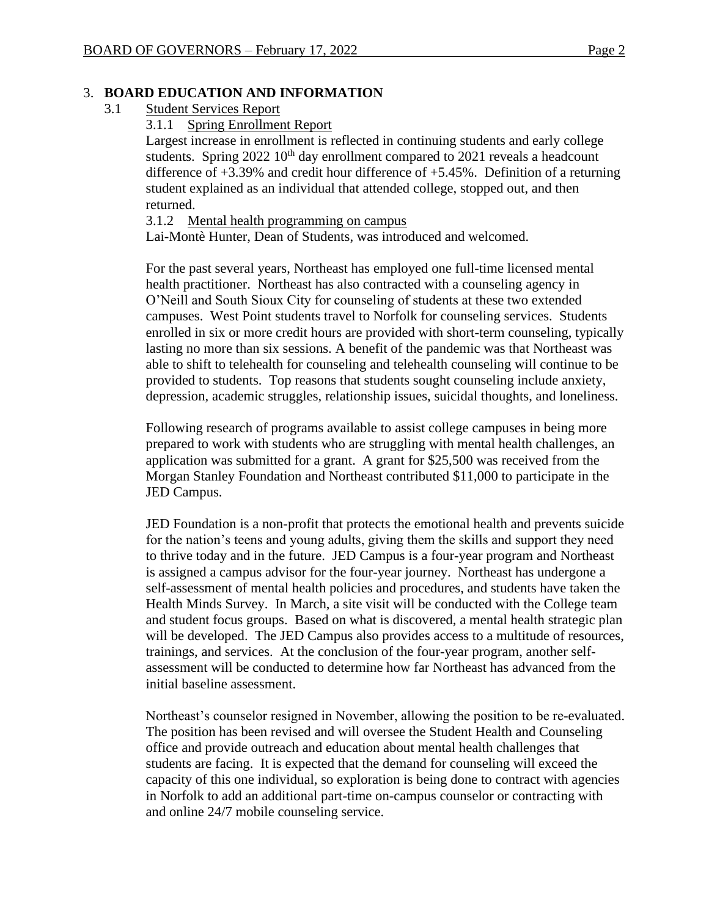## 3. BOARD EDUCATION AND INFORMATION

### 3.1 Student Services Report

#### 3.1.1 Spring Enrollment Report

Largest increase in enrollment is reflected in continuing students and early college students. Spring 2022 10th day enrollment compared to 2021 reveals a headcount difference of +3.39% and credit hour difference of +5.45%. Definition of a returning student explained as an individual that attended college, stopped out, and then returned.

#### 3.1.2 Mental health programming on campus

Lai-Montè Hunter, Dean of Students, was introduced and welcomed.

For the past several years, Northeast has employed one full-time licensed mental health practitioner. Northeast has also contracted with a counseling agency in O'Neill and South Sioux City for counseling of students at these two extended campuses. West Point students travel to Norfolk for counseling services. Students enrolled in six or more credit hours are provided with short-term counseling, typically lasting no more than six sessions. A benefit of the pandemic was that Northeast was able to shift to telehealth for counseling and telehealth counseling will continue to be provided to students. Top reasons that students sought counseling include anxiety, depression, academic struggles, relationship issues, suicidal thoughts, and loneliness.

Following research of programs available to assist college campuses in being more prepared to work with students who are struggling with mental health challenges, an application was submitted for a grant. A grant for $25,500 was received from the Morgan Stanley Foundation and Northeast contributed $11,000 to participate in the JED Campus.

JED Foundation is a non-profit that protects the emotional health and prevents suicide for the nation's teens and young adults, giving them the skills and support they need to thrive today and in the future. JED Campus is a four-year program and Northeast is assigned a campus advisor for the four-year journey. Northeast has undergone a self-assessment of mental health policies and procedures, and students have taken the Health Minds Survey. In March, a site visit will be conducted with the College team and student focus groups. Based on what is discovered, a mental health strategic plan will be developed. The JED Campus also provides access to a multitude of resources, trainings, and services. At the conclusion of the four-year program, another self-assessment will be conducted to determine how far Northeast has advanced from the initial baseline assessment.

Northeast's counselor resigned in November, allowing the position to be re-evaluated. The position has been revised and will oversee the Student Health and Counseling office and provide outreach and education about mental health challenges that students are facing. It is expected that the demand for counseling will exceed the capacity of this one individual, so exploration is being done to contract with agencies in Norfolk to add an additional part-time on-campus counselor or contracting with and online 24/7 mobile counseling service.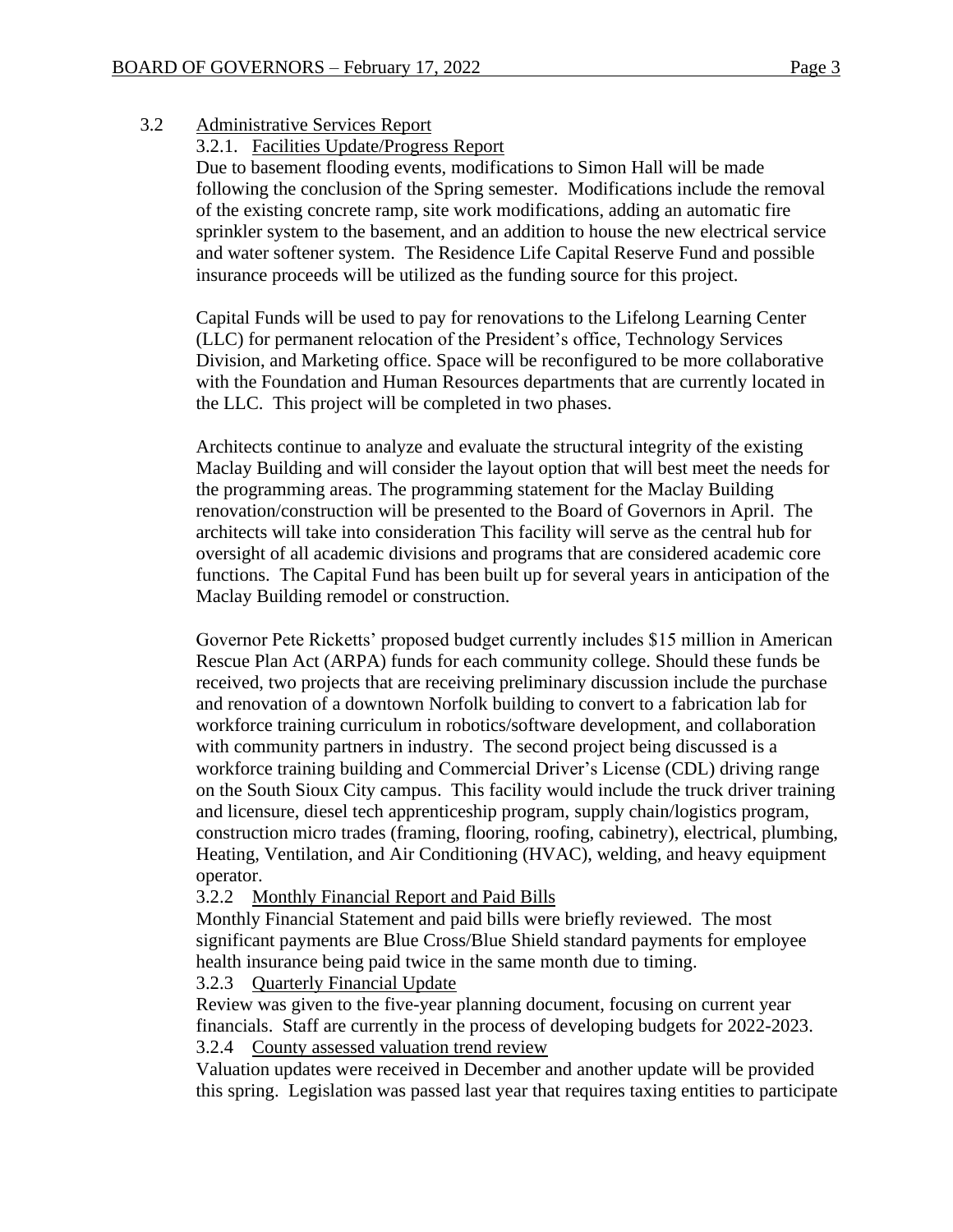### 3.2 Administrative Services Report

#### 3.2.1. Facilities Update/Progress Report

Due to basement flooding events, modifications to Simon Hall will be made following the conclusion of the Spring semester. Modifications include the removal of the existing concrete ramp, site work modifications, adding an automatic fire sprinkler system to the basement, and an addition to house the new electrical service and water softener system. The Residence Life Capital Reserve Fund and possible insurance proceeds will be utilized as the funding source for this project.

Capital Funds will be used to pay for renovations to the Lifelong Learning Center (LLC) for permanent relocation of the President's office, Technology Services Division, and Marketing office. Space will be reconfigured to be more collaborative with the Foundation and Human Resources departments that are currently located in the LLC. This project will be completed in two phases.

Architects continue to analyze and evaluate the structural integrity of the existing Maclay Building and will consider the layout option that will best meet the needs for the programming areas. The programming statement for the Maclay Building renovation/construction will be presented to the Board of Governors in April. The architects will take into consideration This facility will serve as the central hub for oversight of all academic divisions and programs that are considered academic core functions. The Capital Fund has been built up for several years in anticipation of the Maclay Building remodel or construction.

Governor Pete Ricketts' proposed budget currently includes $15 million in American Rescue Plan Act (ARPA) funds for each community college. Should these funds be received, two projects that are receiving preliminary discussion include the purchase and renovation of a downtown Norfolk building to convert to a fabrication lab for workforce training curriculum in robotics/software development, and collaboration with community partners in industry. The second project being discussed is a workforce training building and Commercial Driver's License (CDL) driving range on the South Sioux City campus. This facility would include the truck driver training and licensure, diesel tech apprenticeship program, supply chain/logistics program, construction micro trades (framing, flooring, roofing, cabinetry), electrical, plumbing, Heating, Ventilation, and Air Conditioning (HVAC), welding, and heavy equipment operator.

#### 3.2.2 Monthly Financial Report and Paid Bills

Monthly Financial Statement and paid bills were briefly reviewed. The most significant payments are Blue Cross/Blue Shield standard payments for employee health insurance being paid twice in the same month due to timing.

#### 3.2.3 Quarterly Financial Update

Review was given to the five-year planning document, focusing on current year financials. Staff are currently in the process of developing budgets for 2022-2023.

#### 3.2.4 County assessed valuation trend review

Valuation updates were received in December and another update will be provided this spring. Legislation was passed last year that requires taxing entities to participate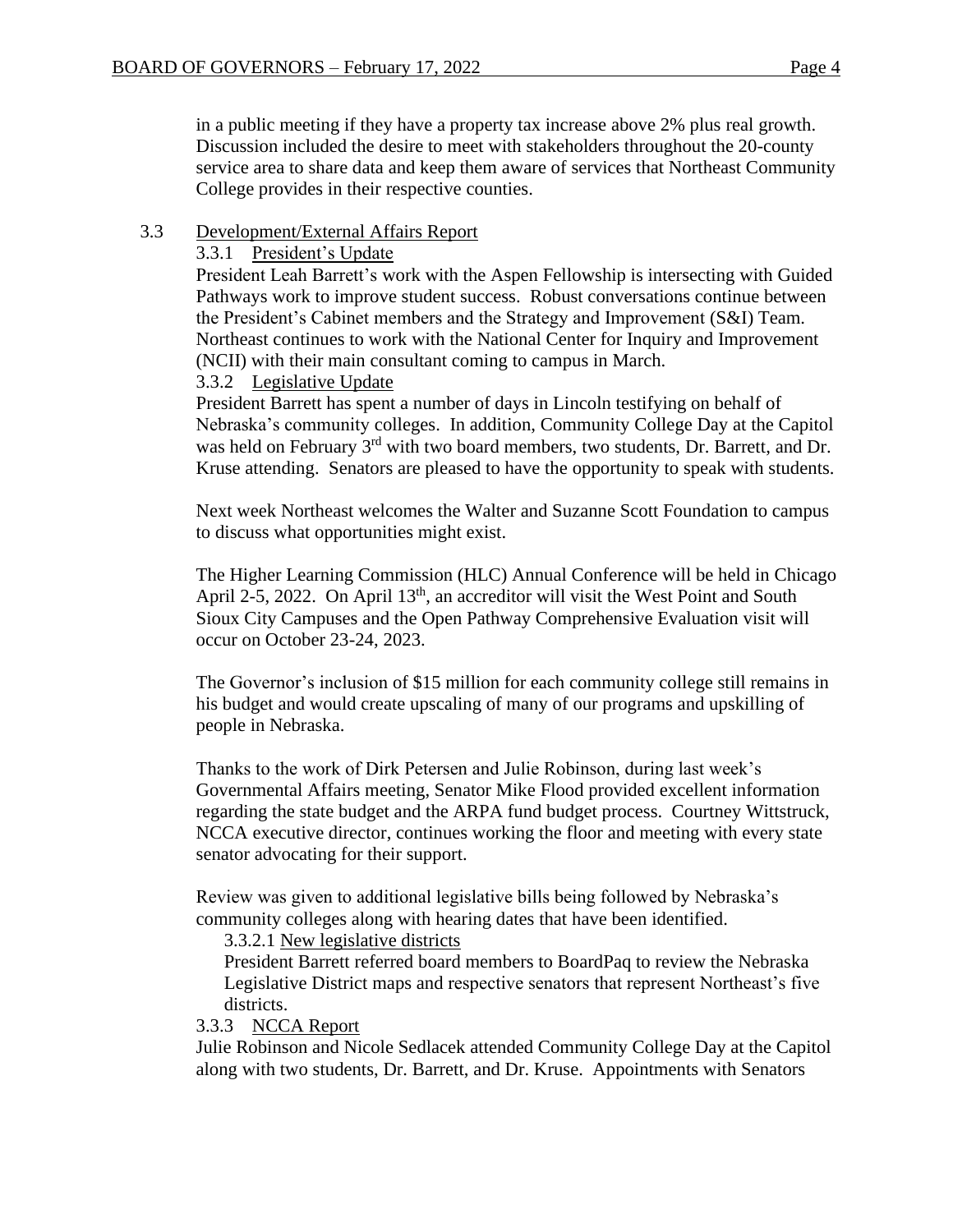in a public meeting if they have a property tax increase above 2% plus real growth. Discussion included the desire to meet with stakeholders throughout the 20-county service area to share data and keep them aware of services that Northeast Community College provides in their respective counties.

3.3 Development/External Affairs Report

3.3.1 President's Update

President Leah Barrett's work with the Aspen Fellowship is intersecting with Guided Pathways work to improve student success. Robust conversations continue between the President's Cabinet members and the Strategy and Improvement (S&I) Team. Northeast continues to work with the National Center for Inquiry and Improvement (NCII) with their main consultant coming to campus in March.

3.3.2 Legislative Update

President Barrett has spent a number of days in Lincoln testifying on behalf of Nebraska's community colleges. In addition, Community College Day at the Capitol was held on February 3rd with two board members, two students, Dr. Barrett, and Dr. Kruse attending. Senators are pleased to have the opportunity to speak with students.

Next week Northeast welcomes the Walter and Suzanne Scott Foundation to campus to discuss what opportunities might exist.

The Higher Learning Commission (HLC) Annual Conference will be held in Chicago April 2-5, 2022. On April 13th, an accreditor will visit the West Point and South Sioux City Campuses and the Open Pathway Comprehensive Evaluation visit will occur on October 23-24, 2023.

The Governor's inclusion of $15 million for each community college still remains in his budget and would create upscaling of many of our programs and upskilling of people in Nebraska.

Thanks to the work of Dirk Petersen and Julie Robinson, during last week's Governmental Affairs meeting, Senator Mike Flood provided excellent information regarding the state budget and the ARPA fund budget process. Courtney Wittstruck, NCCA executive director, continues working the floor and meeting with every state senator advocating for their support.

Review was given to additional legislative bills being followed by Nebraska's community colleges along with hearing dates that have been identified.

3.3.2.1 New legislative districts

President Barrett referred board members to BoardPaq to review the Nebraska Legislative District maps and respective senators that represent Northeast's five districts.

3.3.3 NCCA Report

Julie Robinson and Nicole Sedlacek attended Community College Day at the Capitol along with two students, Dr. Barrett, and Dr. Kruse. Appointments with Senators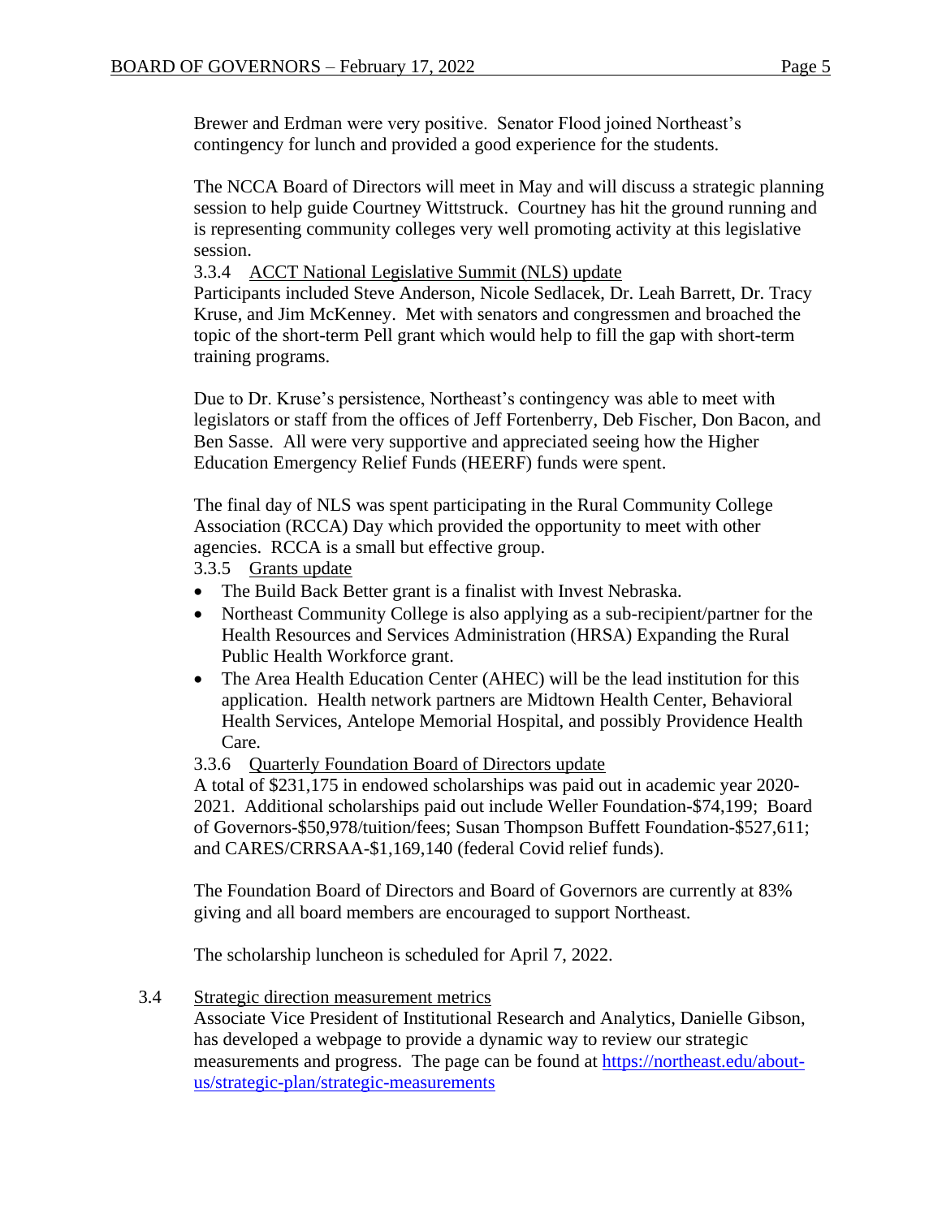Brewer and Erdman were very positive. Senator Flood joined Northeast's contingency for lunch and provided a good experience for the students.

The NCCA Board of Directors will meet in May and will discuss a strategic planning session to help guide Courtney Wittstruck. Courtney has hit the ground running and is representing community colleges very well promoting activity at this legislative session.

3.3.4 <u>ACCT National Legislative Summit (NLS) update</u>

Participants included Steve Anderson, Nicole Sedlacek, Dr. Leah Barrett, Dr. Tracy Kruse, and Jim McKenney. Met with senators and congressmen and broached the topic of the short-term Pell grant which would help to fill the gap with short-term training programs.

Due to Dr. Kruse's persistence, Northeast's contingency was able to meet with legislators or staff from the offices of Jeff Fortenberry, Deb Fischer, Don Bacon, and Ben Sasse. All were very supportive and appreciated seeing how the Higher Education Emergency Relief Funds (HEERF) funds were spent.

The final day of NLS was spent participating in the Rural Community College Association (RCCA) Day which provided the opportunity to meet with other agencies. RCCA is a small but effective group.

3.3.5 <u>Grants update</u>

- The Build Back Better grant is a finalist with Invest Nebraska.
- Northeast Community College is also applying as a sub-recipient/partner for the Health Resources and Services Administration (HRSA) Expanding the Rural Public Health Workforce grant.
- The Area Health Education Center (AHEC) will be the lead institution for this application. Health network partners are Midtown Health Center, Behavioral Health Services, Antelope Memorial Hospital, and possibly Providence Health Care.

3.3.6 <u>Quarterly Foundation Board of Directors update</u>

A total of $231,175 in endowed scholarships was paid out in academic year 2020-2021. Additional scholarships paid out include Weller Foundation-$74,199; Board of Governors-$50,978/tuition/fees; Susan Thompson Buffett Foundation-$527,611; and CARES/CRRSAA-$1,169,140 (federal Covid relief funds).

The Foundation Board of Directors and Board of Governors are currently at 83% giving and all board members are encouraged to support Northeast.

The scholarship luncheon is scheduled for April 7, 2022.

3.4 <u>Strategic direction measurement metrics</u>

Associate Vice President of Institutional Research and Analytics, Danielle Gibson, has developed a webpage to provide a dynamic way to review our strategic measurements and progress. The page can be found at https://northeast.edu/about-us/strategic-plan/strategic-measurements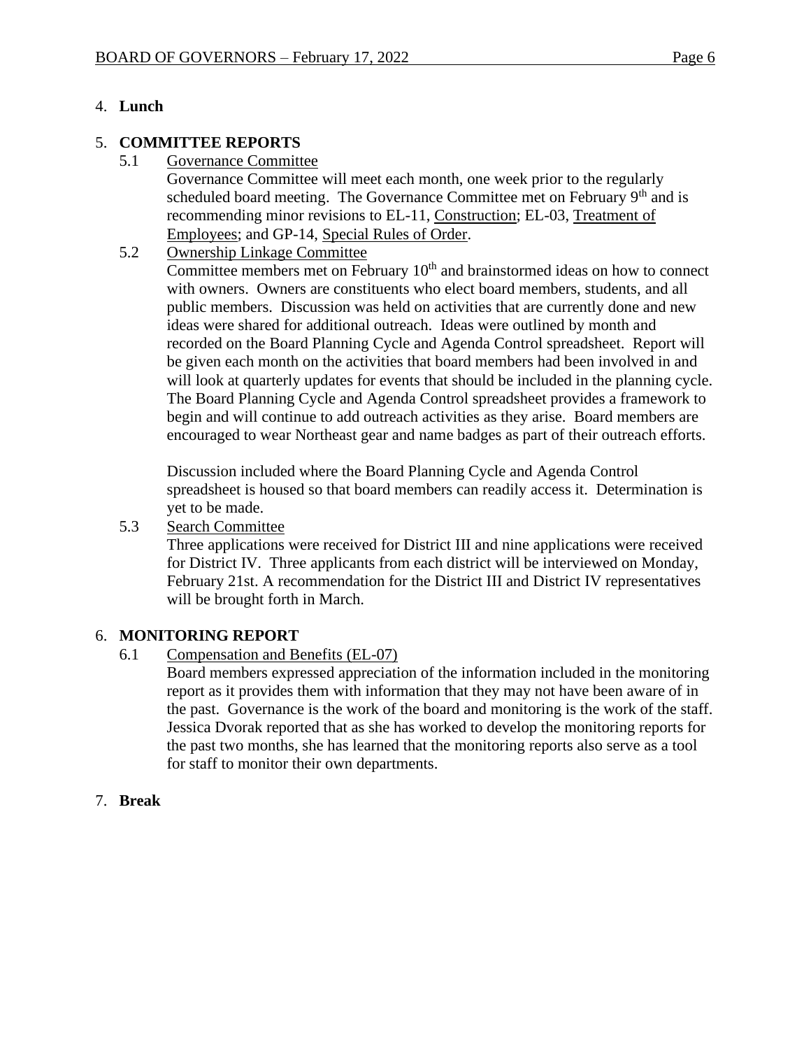4. **Lunch**

5. **COMMITTEE REPORTS**

5.1 Governance Committee

Governance Committee will meet each month, one week prior to the regularly scheduled board meeting. The Governance Committee met on February 9th and is recommending minor revisions to EL-11, Construction; EL-03, Treatment of Employees; and GP-14, Special Rules of Order.

5.2 Ownership Linkage Committee

Committee members met on February 10th and brainstormed ideas on how to connect with owners. Owners are constituents who elect board members, students, and all public members. Discussion was held on activities that are currently done and new ideas were shared for additional outreach. Ideas were outlined by month and recorded on the Board Planning Cycle and Agenda Control spreadsheet. Report will be given each month on the activities that board members had been involved in and will look at quarterly updates for events that should be included in the planning cycle. The Board Planning Cycle and Agenda Control spreadsheet provides a framework to begin and will continue to add outreach activities as they arise. Board members are encouraged to wear Northeast gear and name badges as part of their outreach efforts.

Discussion included where the Board Planning Cycle and Agenda Control spreadsheet is housed so that board members can readily access it. Determination is yet to be made.

5.3 Search Committee

Three applications were received for District III and nine applications were received for District IV. Three applicants from each district will be interviewed on Monday, February 21st. A recommendation for the District III and District IV representatives will be brought forth in March.

6. **MONITORING REPORT**

6.1 Compensation and Benefits (EL-07)

Board members expressed appreciation of the information included in the monitoring report as it provides them with information that they may not have been aware of in the past. Governance is the work of the board and monitoring is the work of the staff. Jessica Dvorak reported that as she has worked to develop the monitoring reports for the past two months, she has learned that the monitoring reports also serve as a tool for staff to monitor their own departments.

7. **Break**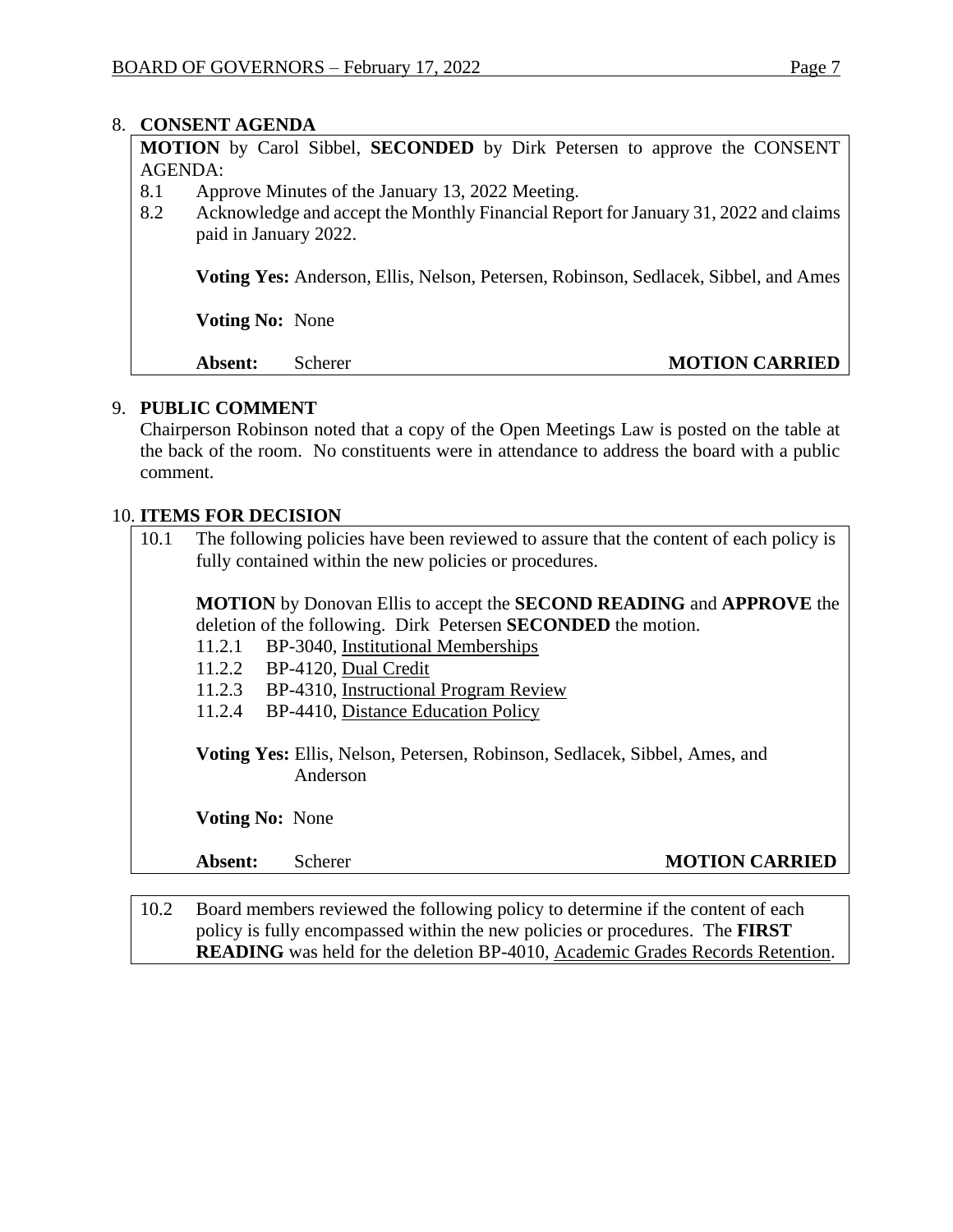## 8. CONSENT AGENDA

**MOTION** by Carol Sibbel, **SECONDED** by Dirk Petersen to approve the CONSENT AGENDA:

8.1 Approve Minutes of the January 13, 2022 Meeting.

8.2 Acknowledge and accept the Monthly Financial Report for January 31, 2022 and claims paid in January 2022.

**Voting Yes:** Anderson, Ellis, Nelson, Petersen, Robinson, Sedlacek, Sibbel, and Ames

**Voting No:** None

**Absent:** Scherer **MOTION CARRIED**

## 9. PUBLIC COMMENT

Chairperson Robinson noted that a copy of the Open Meetings Law is posted on the table at the back of the room. No constituents were in attendance to address the board with a public comment.

## 10. ITEMS FOR DECISION

10.1 The following policies have been reviewed to assure that the content of each policy is fully contained within the new policies or procedures.

**MOTION** by Donovan Ellis to accept the **SECOND READING** and **APPROVE** the deletion of the following. Dirk Petersen **SECONDED** the motion.

- 11.2.1 BP-3040, Institutional Memberships
- 11.2.2 BP-4120, Dual Credit
- 11.2.3 BP-4310, Instructional Program Review
- 11.2.4 BP-4410, Distance Education Policy

**Voting Yes:** Ellis, Nelson, Petersen, Robinson, Sedlacek, Sibbel, Ames, and Anderson

**Voting No:** None

**Absent:** Scherer **MOTION CARRIED**

10.2 Board members reviewed the following policy to determine if the content of each policy is fully encompassed within the new policies or procedures. The **FIRST READING** was held for the deletion BP-4010, Academic Grades Records Retention.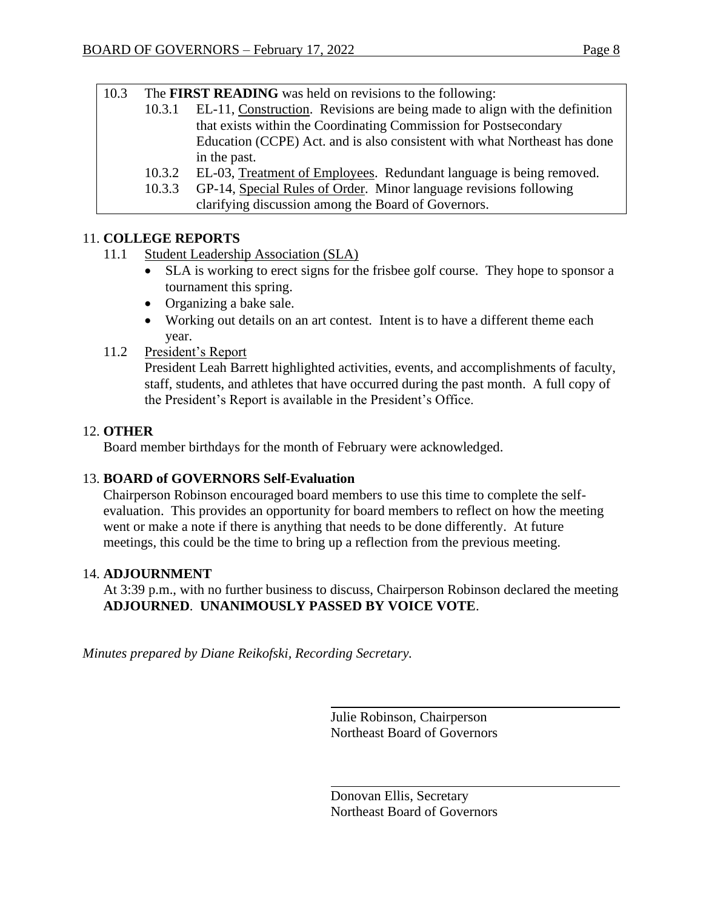10.3 The **FIRST READING** was held on revisions to the following:

- 10.3.1 EL-11, Construction. Revisions are being made to align with the definition that exists within the Coordinating Commission for Postsecondary Education (CCPE) Act. and is also consistent with what Northeast has done in the past.
- 10.3.2 EL-03, Treatment of Employees. Redundant language is being removed.
- 10.3.3 GP-14, Special Rules of Order. Minor language revisions following clarifying discussion among the Board of Governors.

## 11. COLLEGE REPORTS

11.1 Student Leadership Association (SLA)

- SLA is working to erect signs for the frisbee golf course. They hope to sponsor a tournament this spring.
- Organizing a bake sale.
- Working out details on an art contest. Intent is to have a different theme each year.

11.2 President's Report

President Leah Barrett highlighted activities, events, and accomplishments of faculty, staff, students, and athletes that have occurred during the past month. A full copy of the President's Report is available in the President's Office.

## 12. OTHER

Board member birthdays for the month of February were acknowledged.

## 13. BOARD of GOVERNORS Self-Evaluation

Chairperson Robinson encouraged board members to use this time to complete the self-evaluation. This provides an opportunity for board members to reflect on how the meeting went or make a note if there is anything that needs to be done differently. At future meetings, this could be the time to bring up a reflection from the previous meeting.

## 14. ADJOURNMENT

At 3:39 p.m., with no further business to discuss, Chairperson Robinson declared the meeting **ADJOURNED**. **UNANIMOUSLY PASSED BY VOICE VOTE**.

*Minutes prepared by Diane Reikofski, Recording Secretary.*

Julie Robinson, Chairperson
Northeast Board of Governors

Donovan Ellis, Secretary
Northeast Board of Governors